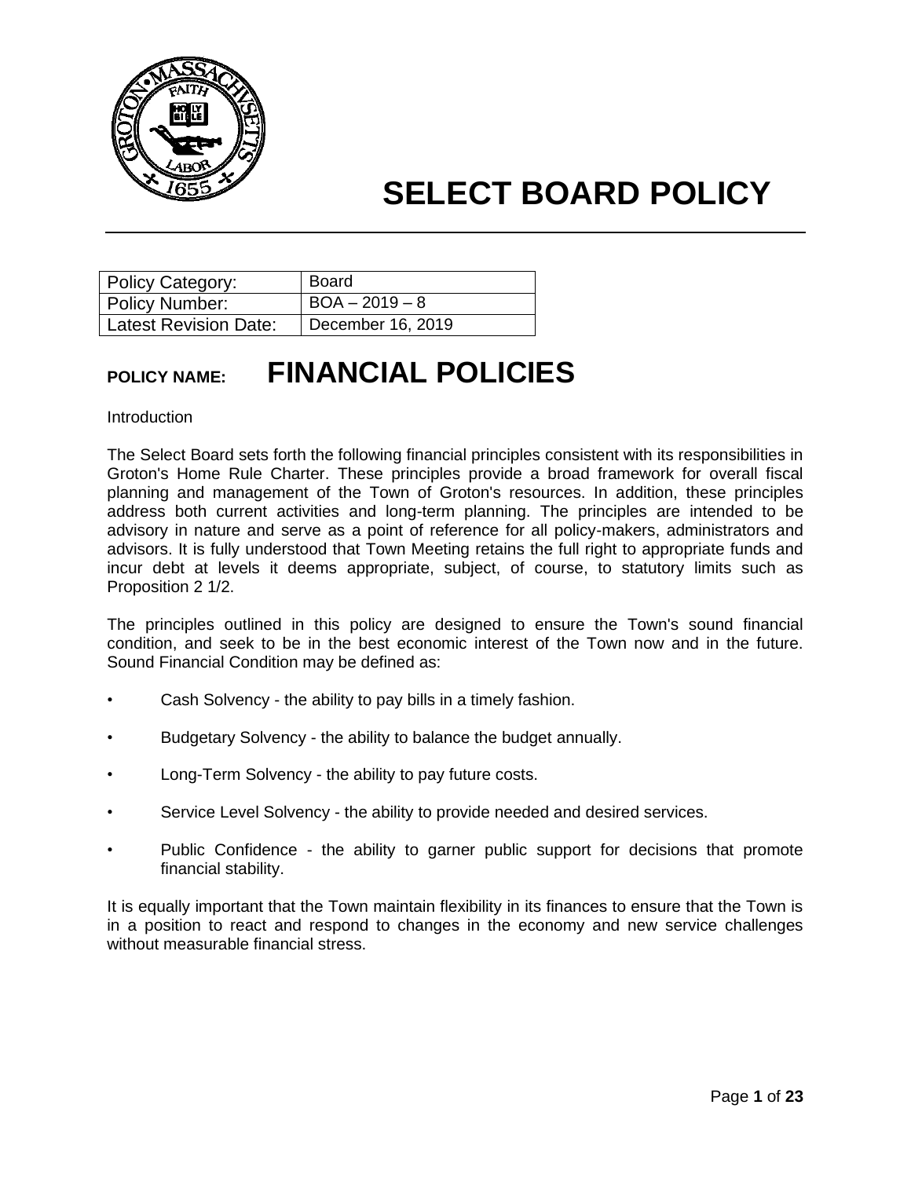# SELECT BOARD POLICY

| Policy Category: | Board |
|---|---|
| Policy Number: | BOA – 2019 – 8 |
| Latest Revision Date: | December 16, 2019 |

## POLICY NAME: FINANCIAL POLICIES

Introduction

The Select Board sets forth the following financial principles consistent with its responsibilities in Groton's Home Rule Charter. These principles provide a broad framework for overall fiscal planning and management of the Town of Groton's resources. In addition, these principles address both current activities and long-term planning. The principles are intended to be advisory in nature and serve as a point of reference for all policy-makers, administrators and advisors. It is fully understood that Town Meeting retains the full right to appropriate funds and incur debt at levels it deems appropriate, subject, of course, to statutory limits such as Proposition 2 1/2.

The principles outlined in this policy are designed to ensure the Town's sound financial condition, and seek to be in the best economic interest of the Town now and in the future. Sound Financial Condition may be defined as:

- Cash Solvency - the ability to pay bills in a timely fashion.
- Budgetary Solvency - the ability to balance the budget annually.
- Long-Term Solvency - the ability to pay future costs.
- Service Level Solvency - the ability to provide needed and desired services.
- Public Confidence - the ability to garner public support for decisions that promote financial stability.

It is equally important that the Town maintain flexibility in its finances to ensure that the Town is in a position to react and respond to changes in the economy and new service challenges without measurable financial stress.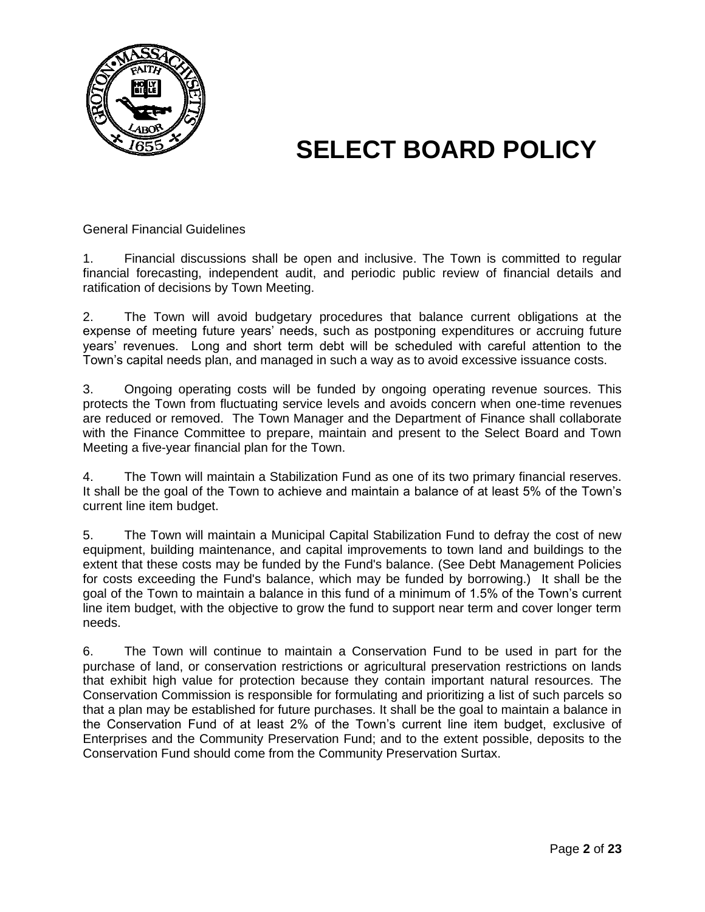# SELECT BOARD POLICY

General Financial Guidelines

1. Financial discussions shall be open and inclusive. The Town is committed to regular financial forecasting, independent audit, and periodic public review of financial details and ratification of decisions by Town Meeting.

2. The Town will avoid budgetary procedures that balance current obligations at the expense of meeting future years' needs, such as postponing expenditures or accruing future years' revenues. Long and short term debt will be scheduled with careful attention to the Town's capital needs plan, and managed in such a way as to avoid excessive issuance costs.

3. Ongoing operating costs will be funded by ongoing operating revenue sources. This protects the Town from fluctuating service levels and avoids concern when one-time revenues are reduced or removed. The Town Manager and the Department of Finance shall collaborate with the Finance Committee to prepare, maintain and present to the Select Board and Town Meeting a five-year financial plan for the Town.

4. The Town will maintain a Stabilization Fund as one of its two primary financial reserves. It shall be the goal of the Town to achieve and maintain a balance of at least 5% of the Town's current line item budget.

5. The Town will maintain a Municipal Capital Stabilization Fund to defray the cost of new equipment, building maintenance, and capital improvements to town land and buildings to the extent that these costs may be funded by the Fund's balance. (See Debt Management Policies for costs exceeding the Fund's balance, which may be funded by borrowing.) It shall be the goal of the Town to maintain a balance in this fund of a minimum of 1.5% of the Town's current line item budget, with the objective to grow the fund to support near term and cover longer term needs.

6. The Town will continue to maintain a Conservation Fund to be used in part for the purchase of land, or conservation restrictions or agricultural preservation restrictions on lands that exhibit high value for protection because they contain important natural resources. The Conservation Commission is responsible for formulating and prioritizing a list of such parcels so that a plan may be established for future purchases. It shall be the goal to maintain a balance in the Conservation Fund of at least 2% of the Town's current line item budget, exclusive of Enterprises and the Community Preservation Fund; and to the extent possible, deposits to the Conservation Fund should come from the Community Preservation Surtax.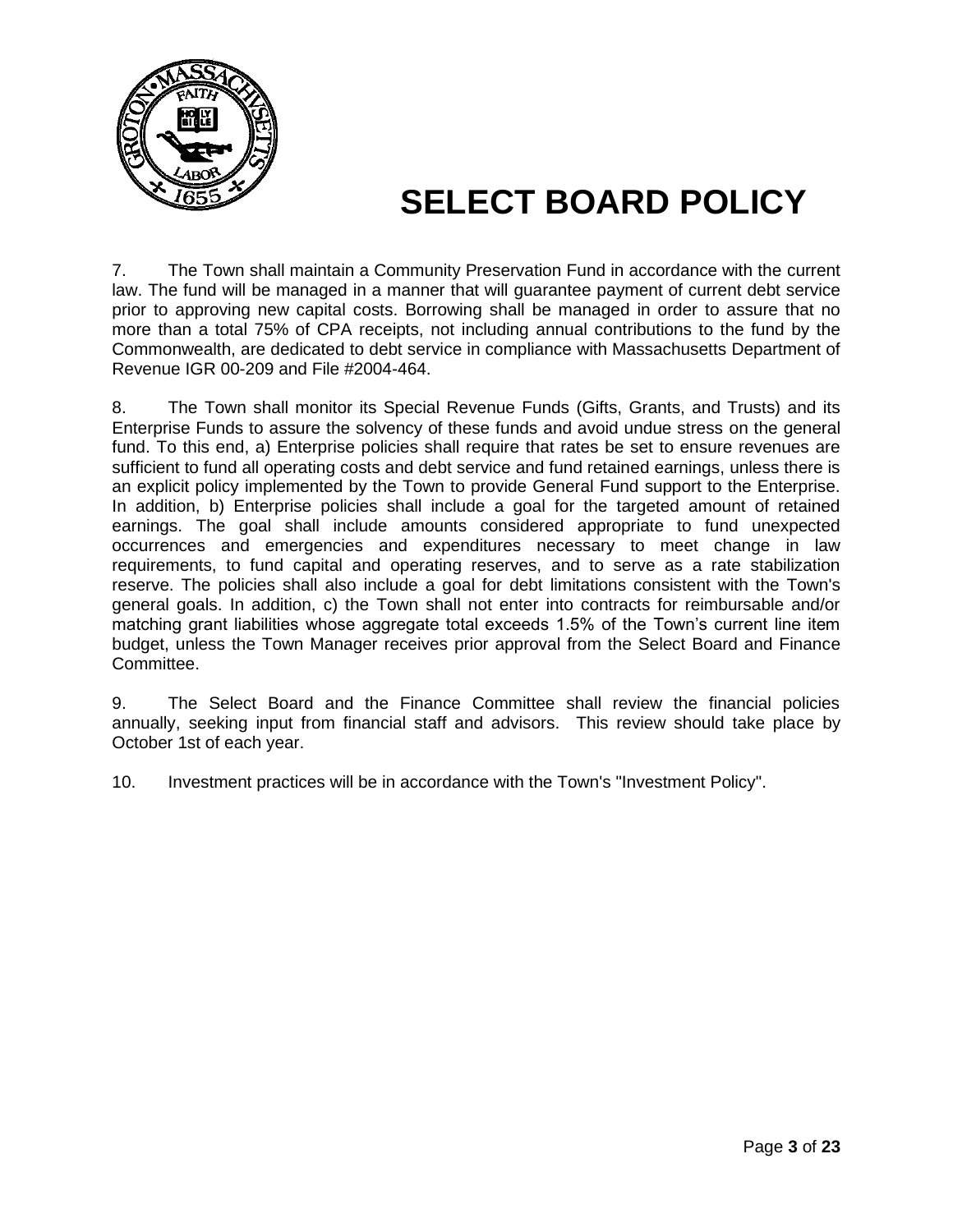# SELECT BOARD POLICY

7. The Town shall maintain a Community Preservation Fund in accordance with the current law. The fund will be managed in a manner that will guarantee payment of current debt service prior to approving new capital costs. Borrowing shall be managed in order to assure that no more than a total 75% of CPA receipts, not including annual contributions to the fund by the Commonwealth, are dedicated to debt service in compliance with Massachusetts Department of Revenue IGR 00-209 and File #2004-464.

8. The Town shall monitor its Special Revenue Funds (Gifts, Grants, and Trusts) and its Enterprise Funds to assure the solvency of these funds and avoid undue stress on the general fund. To this end, a) Enterprise policies shall require that rates be set to ensure revenues are sufficient to fund all operating costs and debt service and fund retained earnings, unless there is an explicit policy implemented by the Town to provide General Fund support to the Enterprise. In addition, b) Enterprise policies shall include a goal for the targeted amount of retained earnings. The goal shall include amounts considered appropriate to fund unexpected occurrences and emergencies and expenditures necessary to meet change in law requirements, to fund capital and operating reserves, and to serve as a rate stabilization reserve. The policies shall also include a goal for debt limitations consistent with the Town's general goals. In addition, c) the Town shall not enter into contracts for reimbursable and/or matching grant liabilities whose aggregate total exceeds 1.5% of the Town's current line item budget, unless the Town Manager receives prior approval from the Select Board and Finance Committee.

9. The Select Board and the Finance Committee shall review the financial policies annually, seeking input from financial staff and advisors. This review should take place by October 1st of each year.

10. Investment practices will be in accordance with the Town's "Investment Policy".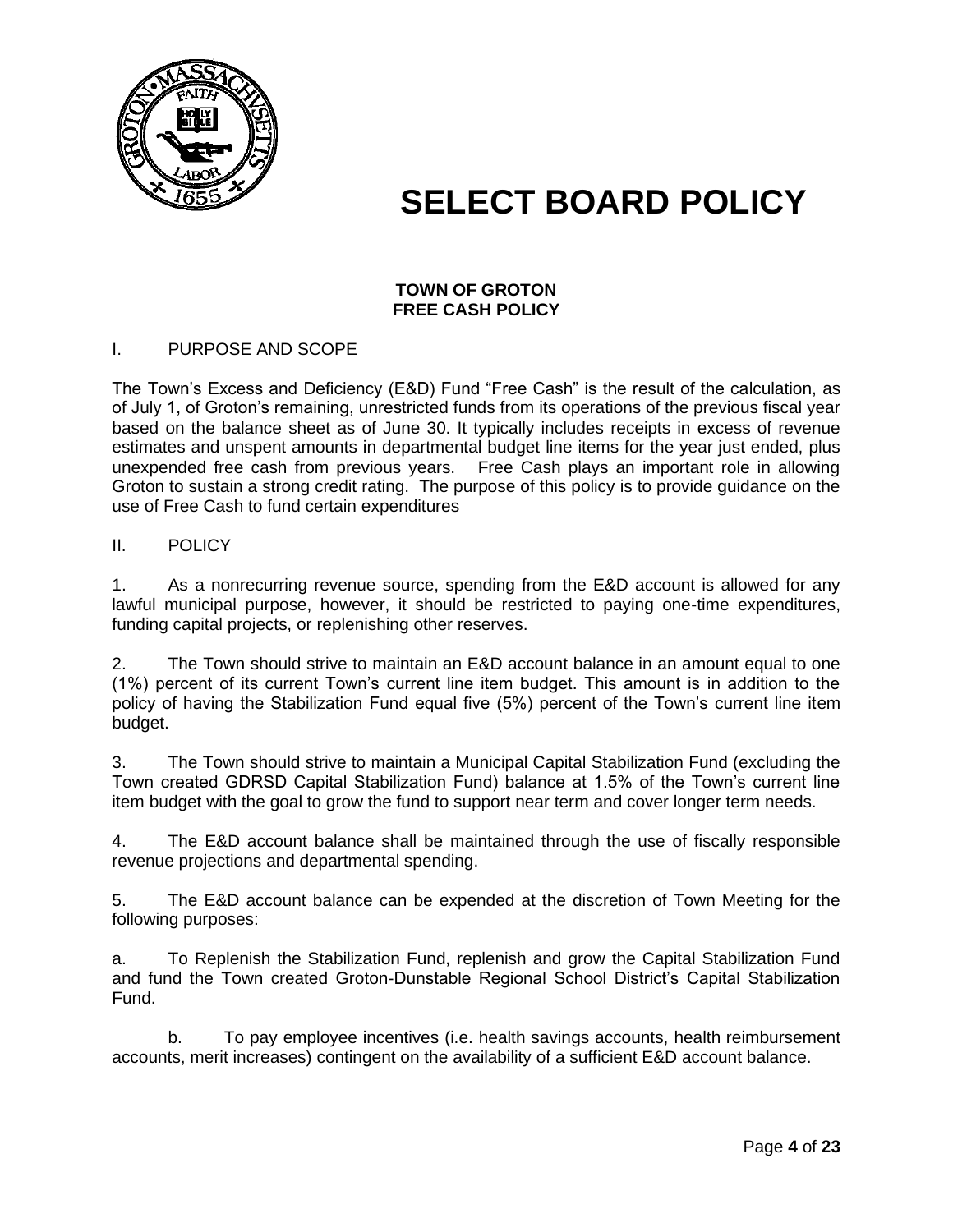# SELECT BOARD POLICY

**TOWN OF GROTON**
**FREE CASH POLICY**

I. PURPOSE AND SCOPE

The Town's Excess and Deficiency (E&D) Fund "Free Cash" is the result of the calculation, as of July 1, of Groton's remaining, unrestricted funds from its operations of the previous fiscal year based on the balance sheet as of June 30. It typically includes receipts in excess of revenue estimates and unspent amounts in departmental budget line items for the year just ended, plus unexpended free cash from previous years. Free Cash plays an important role in allowing Groton to sustain a strong credit rating. The purpose of this policy is to provide guidance on the use of Free Cash to fund certain expenditures

II. POLICY

1. As a nonrecurring revenue source, spending from the E&D account is allowed for any lawful municipal purpose, however, it should be restricted to paying one-time expenditures, funding capital projects, or replenishing other reserves.

2. The Town should strive to maintain an E&D account balance in an amount equal to one (1%) percent of its current Town's current line item budget. This amount is in addition to the policy of having the Stabilization Fund equal five (5%) percent of the Town's current line item budget.

3. The Town should strive to maintain a Municipal Capital Stabilization Fund (excluding the Town created GDRSD Capital Stabilization Fund) balance at 1.5% of the Town's current line item budget with the goal to grow the fund to support near term and cover longer term needs.

4. The E&D account balance shall be maintained through the use of fiscally responsible revenue projections and departmental spending.

5. The E&D account balance can be expended at the discretion of Town Meeting for the following purposes:

a. To Replenish the Stabilization Fund, replenish and grow the Capital Stabilization Fund and fund the Town created Groton-Dunstable Regional School District's Capital Stabilization Fund.

b. To pay employee incentives (i.e. health savings accounts, health reimbursement accounts, merit increases) contingent on the availability of a sufficient E&D account balance.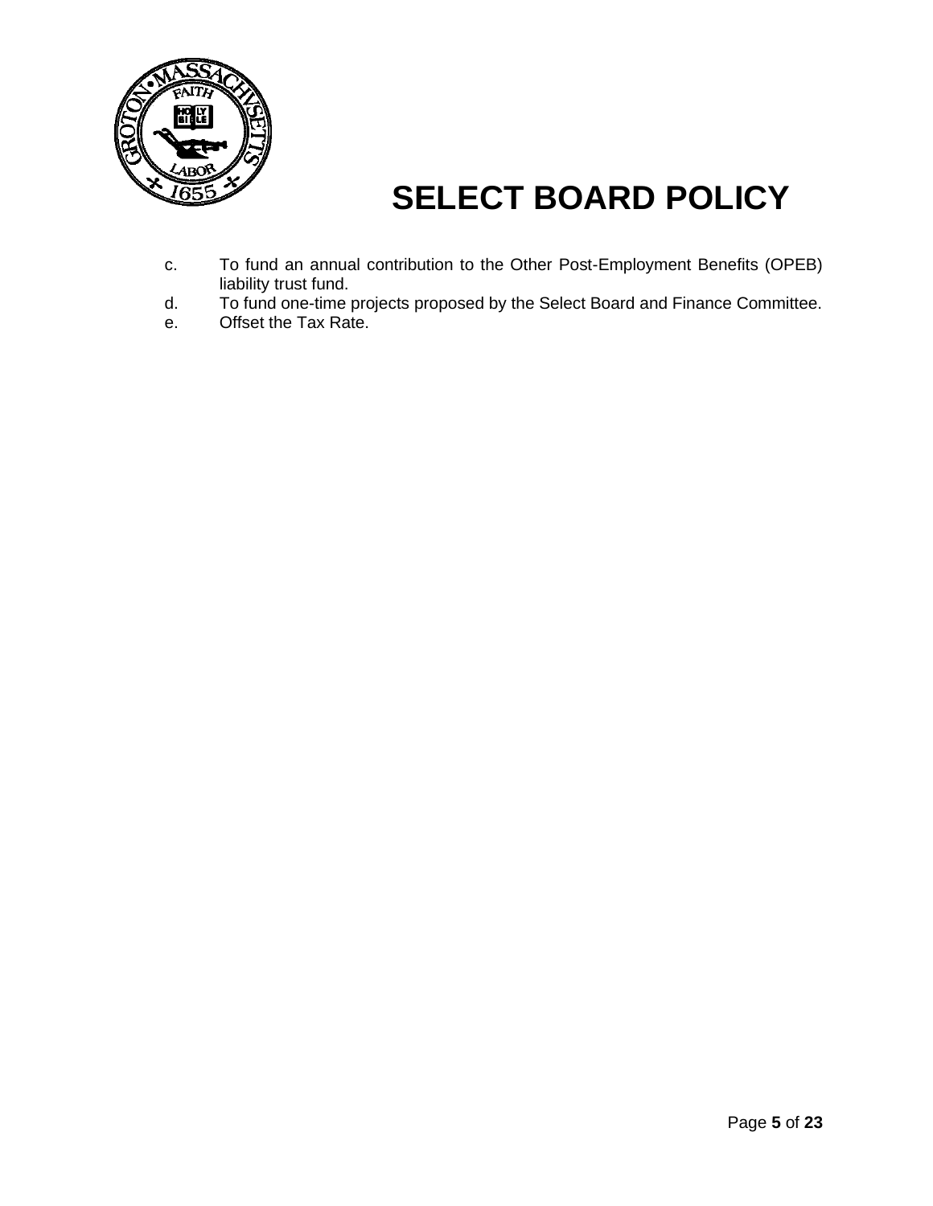c. To fund an annual contribution to the Other Post-Employment Benefits (OPEB) liability trust fund.
d. To fund one-time projects proposed by the Select Board and Finance Committee.
e. Offset the Tax Rate.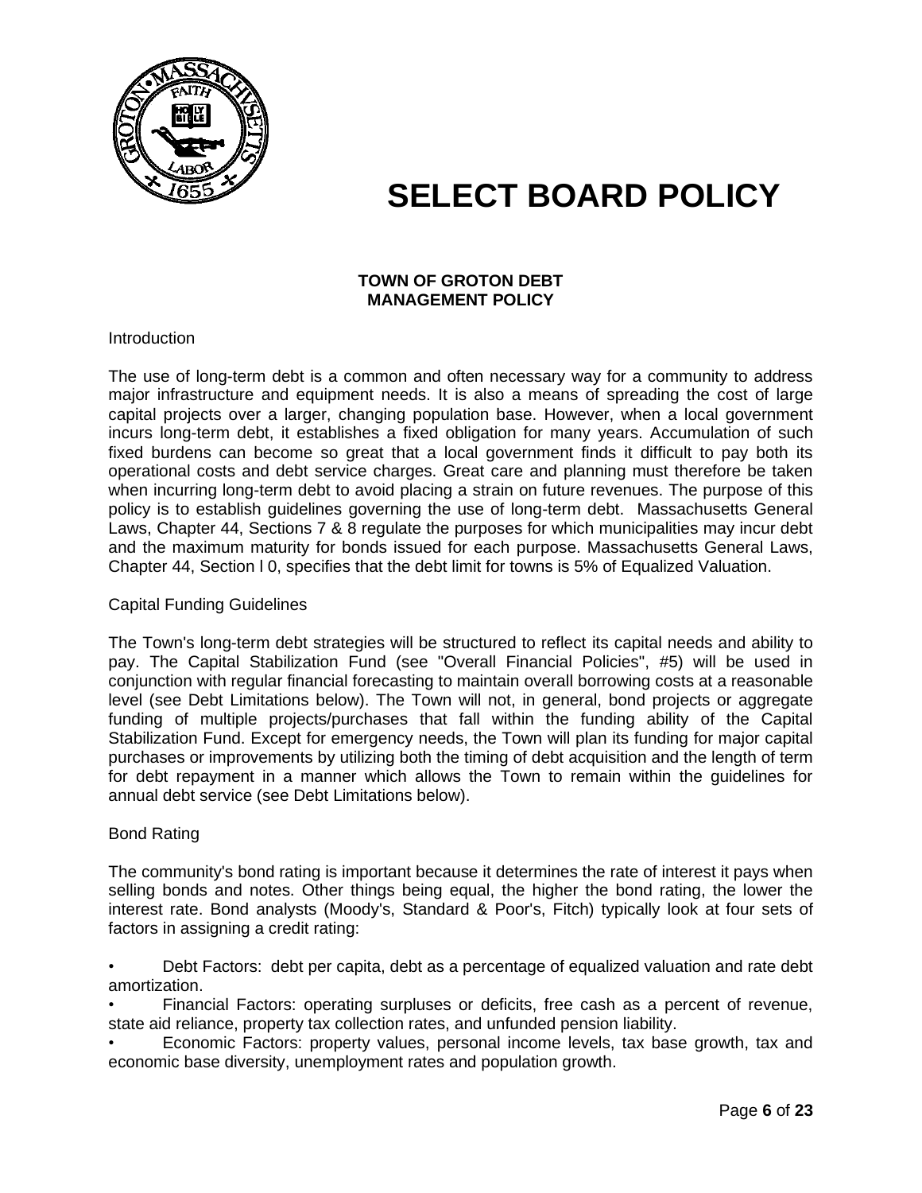# SELECT BOARD POLICY

**TOWN OF GROTON DEBT MANAGEMENT POLICY**

Introduction

The use of long-term debt is a common and often necessary way for a community to address major infrastructure and equipment needs. It is also a means of spreading the cost of large capital projects over a larger, changing population base. However, when a local government incurs long-term debt, it establishes a fixed obligation for many years. Accumulation of such fixed burdens can become so great that a local government finds it difficult to pay both its operational costs and debt service charges. Great care and planning must therefore be taken when incurring long-term debt to avoid placing a strain on future revenues. The purpose of this policy is to establish guidelines governing the use of long-term debt. Massachusetts General Laws, Chapter 44, Sections 7 & 8 regulate the purposes for which municipalities may incur debt and the maximum maturity for bonds issued for each purpose. Massachusetts General Laws, Chapter 44, Section l 0, specifies that the debt limit for towns is 5% of Equalized Valuation.

Capital Funding Guidelines

The Town's long-term debt strategies will be structured to reflect its capital needs and ability to pay. The Capital Stabilization Fund (see "Overall Financial Policies", #5) will be used in conjunction with regular financial forecasting to maintain overall borrowing costs at a reasonable level (see Debt Limitations below). The Town will not, in general, bond projects or aggregate funding of multiple projects/purchases that fall within the funding ability of the Capital Stabilization Fund. Except for emergency needs, the Town will plan its funding for major capital purchases or improvements by utilizing both the timing of debt acquisition and the length of term for debt repayment in a manner which allows the Town to remain within the guidelines for annual debt service (see Debt Limitations below).

Bond Rating

The community's bond rating is important because it determines the rate of interest it pays when selling bonds and notes. Other things being equal, the higher the bond rating, the lower the interest rate. Bond analysts (Moody's, Standard & Poor's, Fitch) typically look at four sets of factors in assigning a credit rating:

- Debt Factors: debt per capita, debt as a percentage of equalized valuation and rate debt amortization.
- Financial Factors: operating surpluses or deficits, free cash as a percent of revenue, state aid reliance, property tax collection rates, and unfunded pension liability.
- Economic Factors: property values, personal income levels, tax base growth, tax and economic base diversity, unemployment rates and population growth.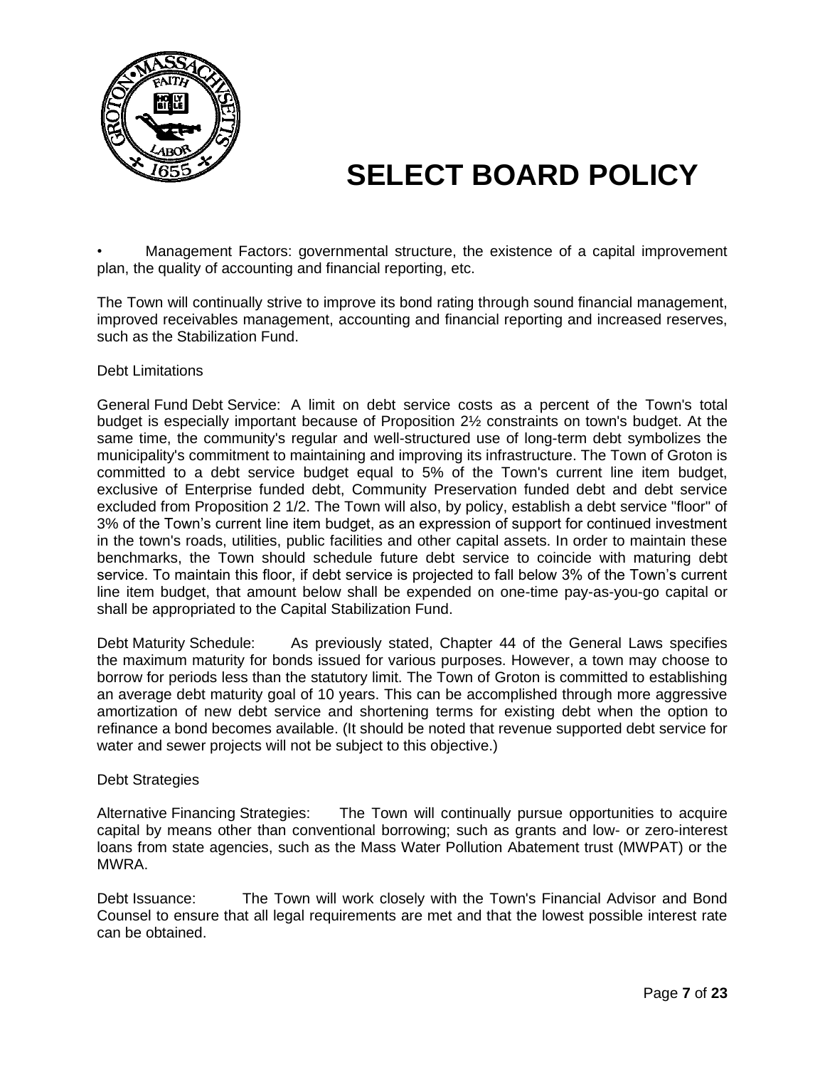- Management Factors: governmental structure, the existence of a capital improvement plan, the quality of accounting and financial reporting, etc.

The Town will continually strive to improve its bond rating through sound financial management, improved receivables management, accounting and financial reporting and increased reserves, such as the Stabilization Fund.

Debt Limitations

General Fund Debt Service: A limit on debt service costs as a percent of the Town's total budget is especially important because of Proposition 2½ constraints on town's budget. At the same time, the community's regular and well-structured use of long-term debt symbolizes the municipality's commitment to maintaining and improving its infrastructure. The Town of Groton is committed to a debt service budget equal to 5% of the Town's current line item budget, exclusive of Enterprise funded debt, Community Preservation funded debt and debt service excluded from Proposition 2 1/2. The Town will also, by policy, establish a debt service "floor" of 3% of the Town's current line item budget, as an expression of support for continued investment in the town's roads, utilities, public facilities and other capital assets. In order to maintain these benchmarks, the Town should schedule future debt service to coincide with maturing debt service. To maintain this floor, if debt service is projected to fall below 3% of the Town's current line item budget, that amount below shall be expended on one-time pay-as-you-go capital or shall be appropriated to the Capital Stabilization Fund.

Debt Maturity Schedule: As previously stated, Chapter 44 of the General Laws specifies the maximum maturity for bonds issued for various purposes. However, a town may choose to borrow for periods less than the statutory limit. The Town of Groton is committed to establishing an average debt maturity goal of 10 years. This can be accomplished through more aggressive amortization of new debt service and shortening terms for existing debt when the option to refinance a bond becomes available. (It should be noted that revenue supported debt service for water and sewer projects will not be subject to this objective.)

Debt Strategies

Alternative Financing Strategies: The Town will continually pursue opportunities to acquire capital by means other than conventional borrowing; such as grants and low- or zero-interest loans from state agencies, such as the Mass Water Pollution Abatement trust (MWPAT) or the MWRA.

Debt Issuance: The Town will work closely with the Town's Financial Advisor and Bond Counsel to ensure that all legal requirements are met and that the lowest possible interest rate can be obtained.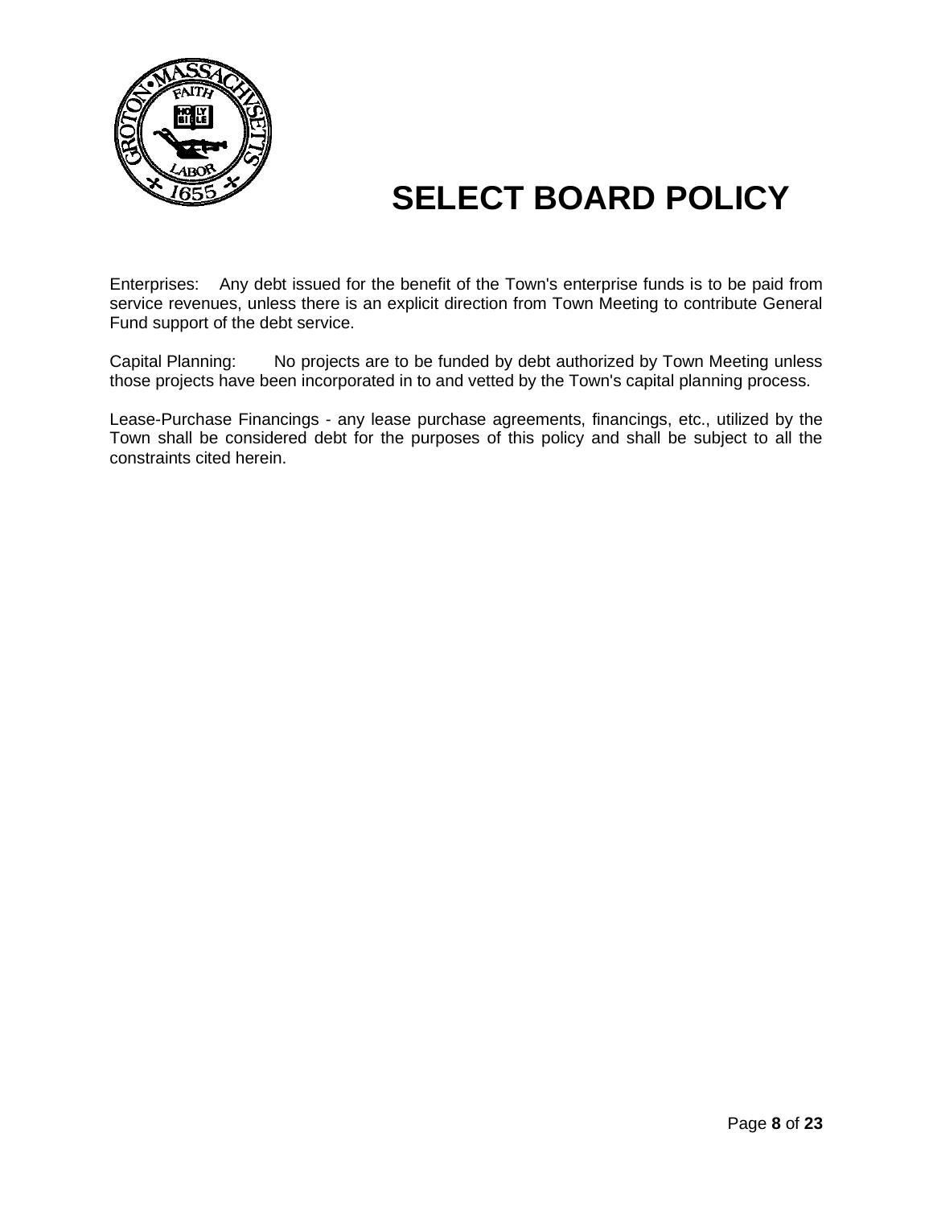# SELECT BOARD POLICY

Enterprises: Any debt issued for the benefit of the Town's enterprise funds is to be paid from service revenues, unless there is an explicit direction from Town Meeting to contribute General Fund support of the debt service.

Capital Planning: No projects are to be funded by debt authorized by Town Meeting unless those projects have been incorporated in to and vetted by the Town's capital planning process.

Lease-Purchase Financings - any lease purchase agreements, financings, etc., utilized by the Town shall be considered debt for the purposes of this policy and shall be subject to all the constraints cited herein.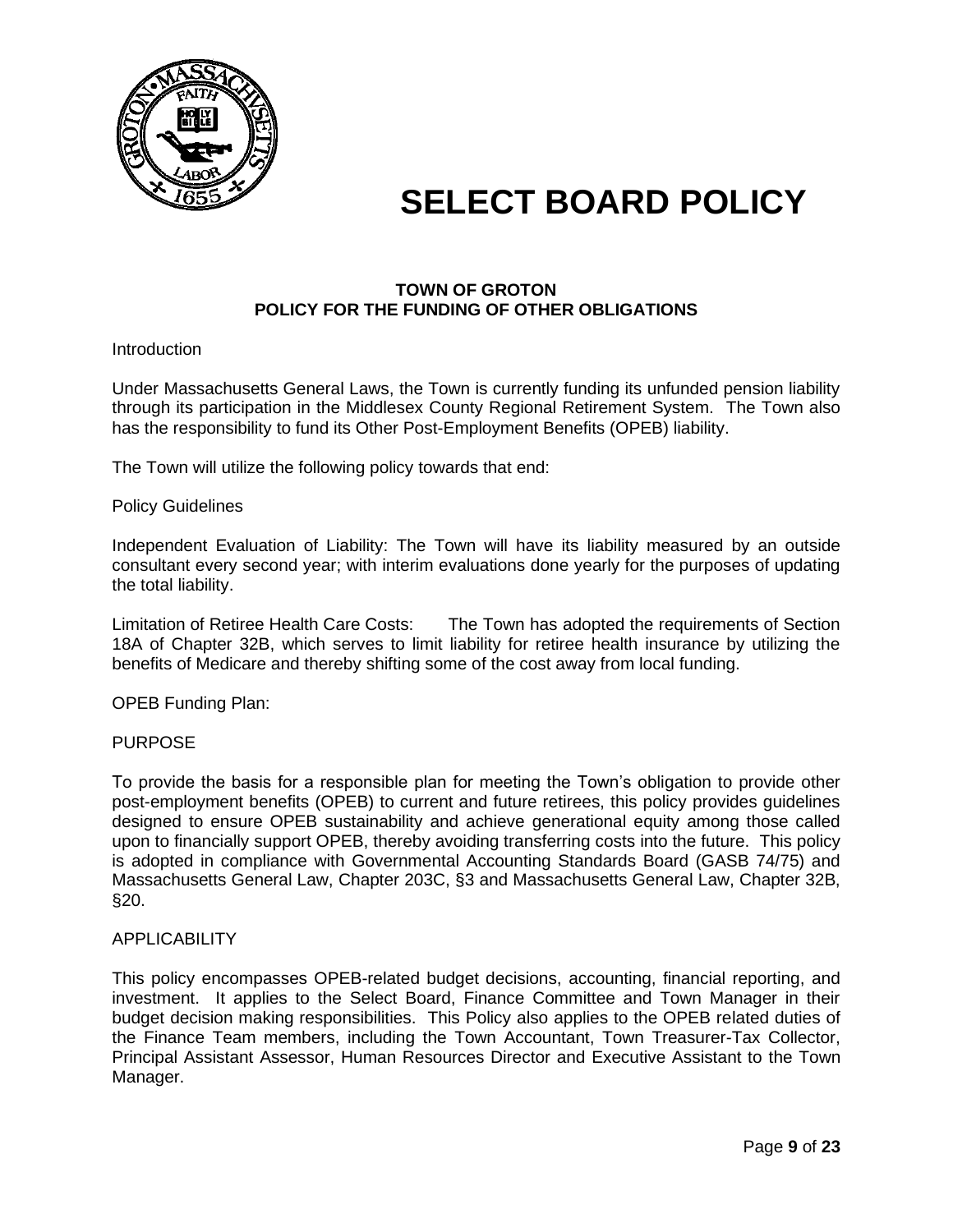# SELECT BOARD POLICY

**TOWN OF GROTON**
**POLICY FOR THE FUNDING OF OTHER OBLIGATIONS**

Introduction

Under Massachusetts General Laws, the Town is currently funding its unfunded pension liability through its participation in the Middlesex County Regional Retirement System. The Town also has the responsibility to fund its Other Post-Employment Benefits (OPEB) liability.

The Town will utilize the following policy towards that end:

Policy Guidelines

Independent Evaluation of Liability: The Town will have its liability measured by an outside consultant every second year; with interim evaluations done yearly for the purposes of updating the total liability.

Limitation of Retiree Health Care Costs: The Town has adopted the requirements of Section 18A of Chapter 32B, which serves to limit liability for retiree health insurance by utilizing the benefits of Medicare and thereby shifting some of the cost away from local funding.

OPEB Funding Plan:

PURPOSE

To provide the basis for a responsible plan for meeting the Town's obligation to provide other post-employment benefits (OPEB) to current and future retirees, this policy provides guidelines designed to ensure OPEB sustainability and achieve generational equity among those called upon to financially support OPEB, thereby avoiding transferring costs into the future. This policy is adopted in compliance with Governmental Accounting Standards Board (GASB 74/75) and Massachusetts General Law, Chapter 203C, §3 and Massachusetts General Law, Chapter 32B, §20.

APPLICABILITY

This policy encompasses OPEB-related budget decisions, accounting, financial reporting, and investment. It applies to the Select Board, Finance Committee and Town Manager in their budget decision making responsibilities. This Policy also applies to the OPEB related duties of the Finance Team members, including the Town Accountant, Town Treasurer-Tax Collector, Principal Assistant Assessor, Human Resources Director and Executive Assistant to the Town Manager.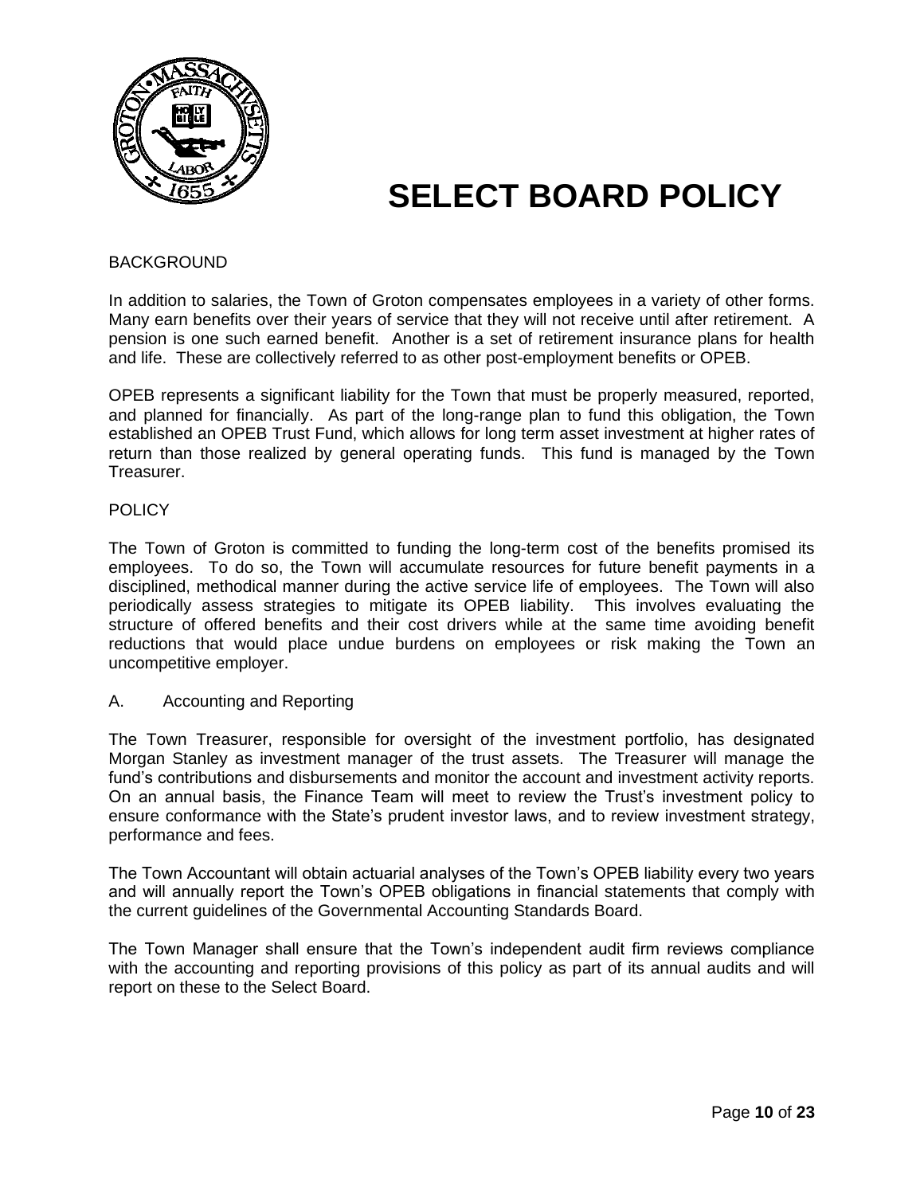# SELECT BOARD POLICY

BACKGROUND

In addition to salaries, the Town of Groton compensates employees in a variety of other forms. Many earn benefits over their years of service that they will not receive until after retirement. A pension is one such earned benefit. Another is a set of retirement insurance plans for health and life. These are collectively referred to as other post-employment benefits or OPEB.

OPEB represents a significant liability for the Town that must be properly measured, reported, and planned for financially. As part of the long-range plan to fund this obligation, the Town established an OPEB Trust Fund, which allows for long term asset investment at higher rates of return than those realized by general operating funds. This fund is managed by the Town Treasurer.

POLICY

The Town of Groton is committed to funding the long-term cost of the benefits promised its employees. To do so, the Town will accumulate resources for future benefit payments in a disciplined, methodical manner during the active service life of employees. The Town will also periodically assess strategies to mitigate its OPEB liability. This involves evaluating the structure of offered benefits and their cost drivers while at the same time avoiding benefit reductions that would place undue burdens on employees or risk making the Town an uncompetitive employer.

A. Accounting and Reporting

The Town Treasurer, responsible for oversight of the investment portfolio, has designated Morgan Stanley as investment manager of the trust assets. The Treasurer will manage the fund's contributions and disbursements and monitor the account and investment activity reports. On an annual basis, the Finance Team will meet to review the Trust's investment policy to ensure conformance with the State's prudent investor laws, and to review investment strategy, performance and fees.

The Town Accountant will obtain actuarial analyses of the Town's OPEB liability every two years and will annually report the Town's OPEB obligations in financial statements that comply with the current guidelines of the Governmental Accounting Standards Board.

The Town Manager shall ensure that the Town's independent audit firm reviews compliance with the accounting and reporting provisions of this policy as part of its annual audits and will report on these to the Select Board.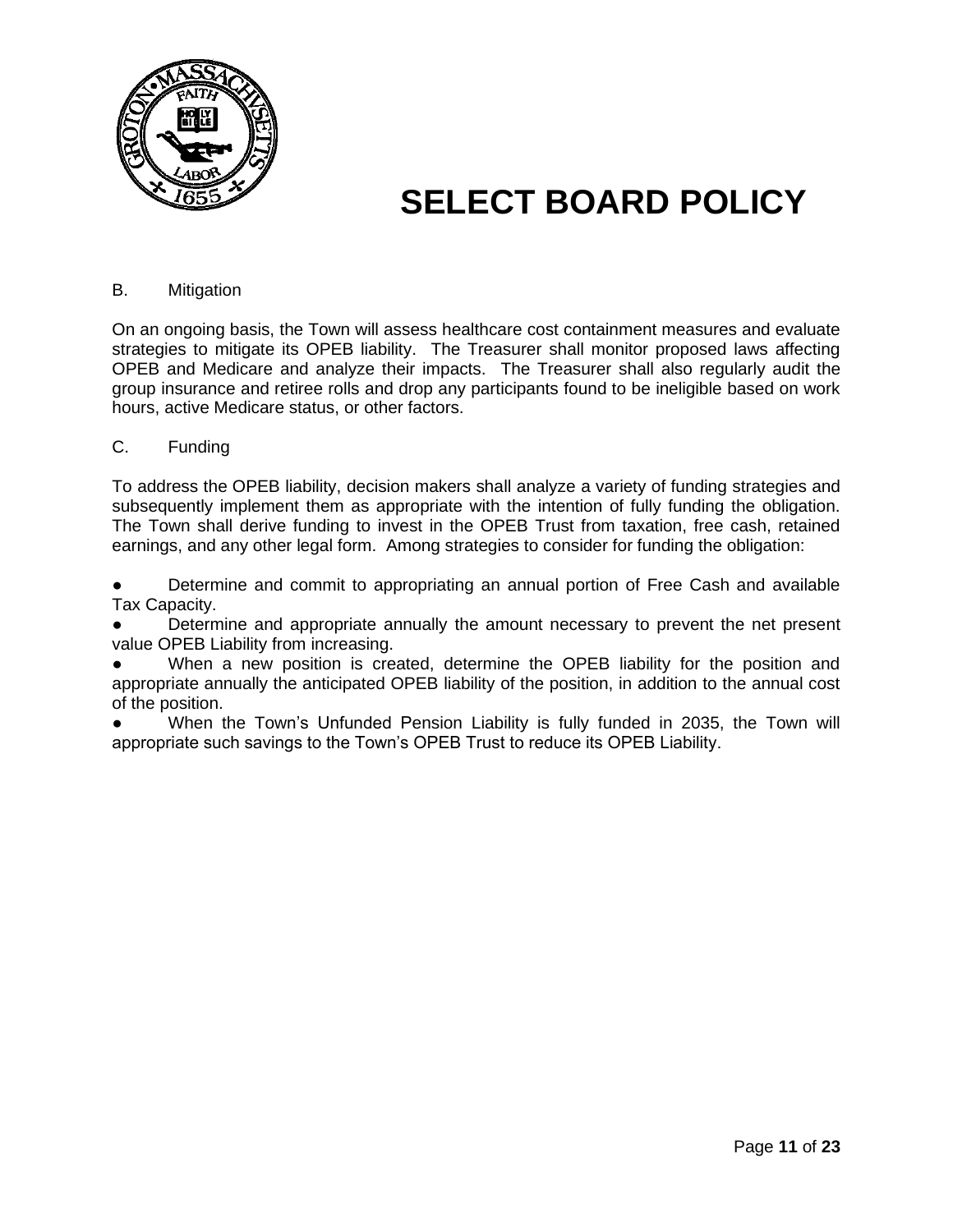# SELECT BOARD POLICY

B. Mitigation

On an ongoing basis, the Town will assess healthcare cost containment measures and evaluate strategies to mitigate its OPEB liability. The Treasurer shall monitor proposed laws affecting OPEB and Medicare and analyze their impacts. The Treasurer shall also regularly audit the group insurance and retiree rolls and drop any participants found to be ineligible based on work hours, active Medicare status, or other factors.

C. Funding

To address the OPEB liability, decision makers shall analyze a variety of funding strategies and subsequently implement them as appropriate with the intention of fully funding the obligation. The Town shall derive funding to invest in the OPEB Trust from taxation, free cash, retained earnings, and any other legal form. Among strategies to consider for funding the obligation:

- Determine and commit to appropriating an annual portion of Free Cash and available Tax Capacity.
- Determine and appropriate annually the amount necessary to prevent the net present value OPEB Liability from increasing.
- When a new position is created, determine the OPEB liability for the position and appropriate annually the anticipated OPEB liability of the position, in addition to the annual cost of the position.
- When the Town's Unfunded Pension Liability is fully funded in 2035, the Town will appropriate such savings to the Town's OPEB Trust to reduce its OPEB Liability.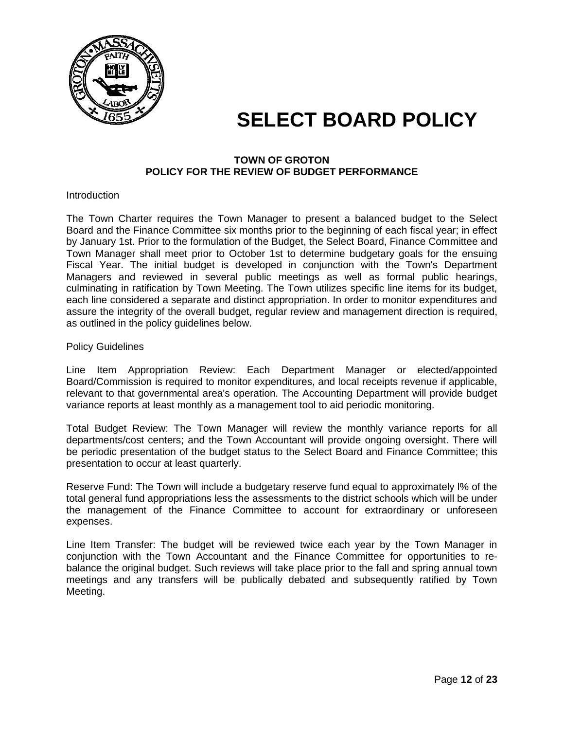# SELECT BOARD POLICY

**TOWN OF GROTON**
**POLICY FOR THE REVIEW OF BUDGET PERFORMANCE**

Introduction

The Town Charter requires the Town Manager to present a balanced budget to the Select Board and the Finance Committee six months prior to the beginning of each fiscal year; in effect by January 1st. Prior to the formulation of the Budget, the Select Board, Finance Committee and Town Manager shall meet prior to October 1st to determine budgetary goals for the ensuing Fiscal Year. The initial budget is developed in conjunction with the Town's Department Managers and reviewed in several public meetings as well as formal public hearings, culminating in ratification by Town Meeting. The Town utilizes specific line items for its budget, each line considered a separate and distinct appropriation. In order to monitor expenditures and assure the integrity of the overall budget, regular review and management direction is required, as outlined in the policy guidelines below.

Policy Guidelines

Line Item Appropriation Review: Each Department Manager or elected/appointed Board/Commission is required to monitor expenditures, and local receipts revenue if applicable, relevant to that governmental area's operation. The Accounting Department will provide budget variance reports at least monthly as a management tool to aid periodic monitoring.

Total Budget Review: The Town Manager will review the monthly variance reports for all departments/cost centers; and the Town Accountant will provide ongoing oversight. There will be periodic presentation of the budget status to the Select Board and Finance Committee; this presentation to occur at least quarterly.

Reserve Fund: The Town will include a budgetary reserve fund equal to approximately l% of the total general fund appropriations less the assessments to the district schools which will be under the management of the Finance Committee to account for extraordinary or unforeseen expenses.

Line Item Transfer: The budget will be reviewed twice each year by the Town Manager in conjunction with the Town Accountant and the Finance Committee for opportunities to re-balance the original budget. Such reviews will take place prior to the fall and spring annual town meetings and any transfers will be publically debated and subsequently ratified by Town Meeting.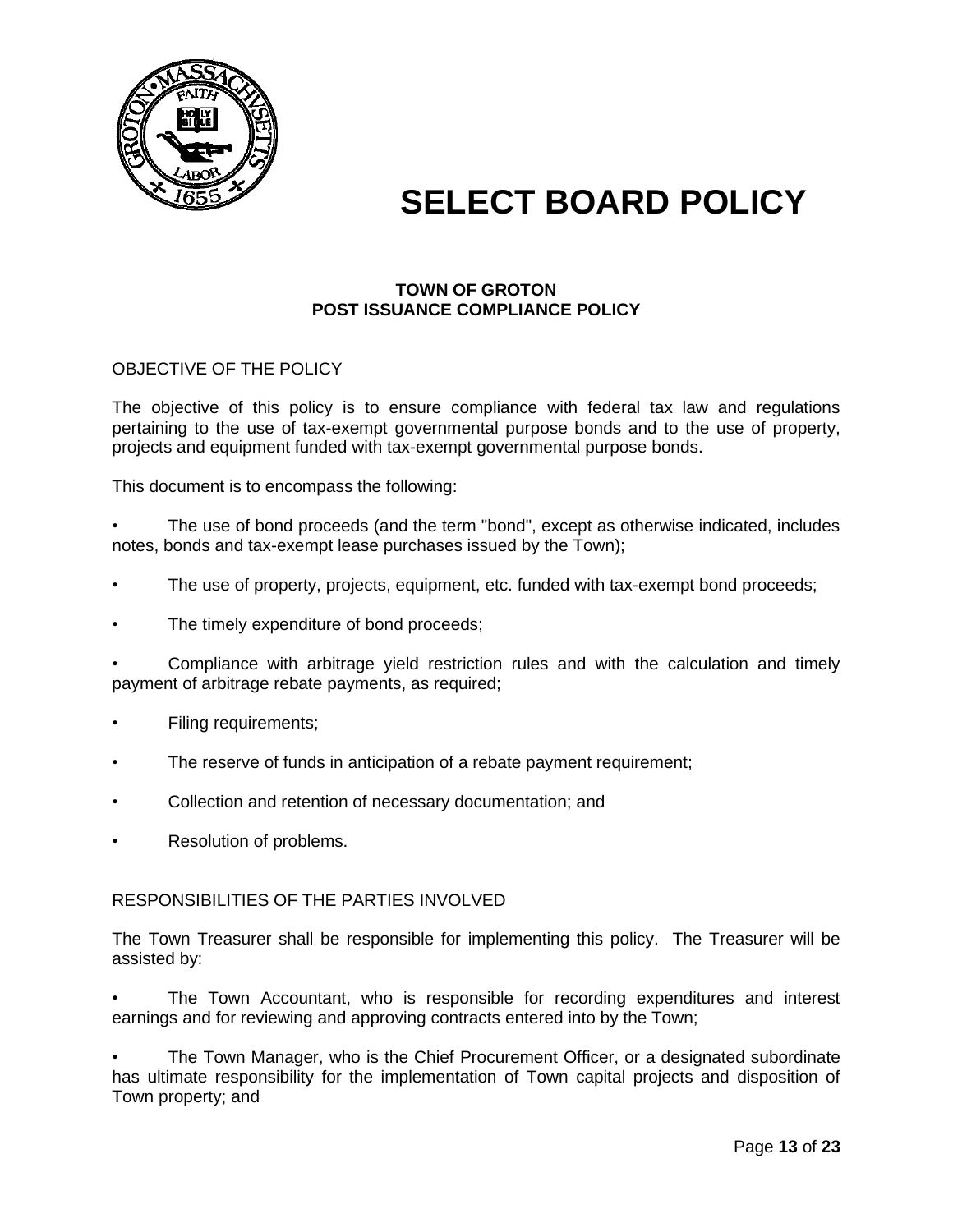# SELECT BOARD POLICY

**TOWN OF GROTON**
**POST ISSUANCE COMPLIANCE POLICY**

OBJECTIVE OF THE POLICY

The objective of this policy is to ensure compliance with federal tax law and regulations pertaining to the use of tax-exempt governmental purpose bonds and to the use of property, projects and equipment funded with tax-exempt governmental purpose bonds.

This document is to encompass the following:

- The use of bond proceeds (and the term "bond", except as otherwise indicated, includes notes, bonds and tax-exempt lease purchases issued by the Town);
- The use of property, projects, equipment, etc. funded with tax-exempt bond proceeds;
- The timely expenditure of bond proceeds;
- Compliance with arbitrage yield restriction rules and with the calculation and timely payment of arbitrage rebate payments, as required;
- Filing requirements;
- The reserve of funds in anticipation of a rebate payment requirement;
- Collection and retention of necessary documentation; and
- Resolution of problems.

RESPONSIBILITIES OF THE PARTIES INVOLVED

The Town Treasurer shall be responsible for implementing this policy. The Treasurer will be assisted by:

- The Town Accountant, who is responsible for recording expenditures and interest earnings and for reviewing and approving contracts entered into by the Town;
- The Town Manager, who is the Chief Procurement Officer, or a designated subordinate has ultimate responsibility for the implementation of Town capital projects and disposition of Town property; and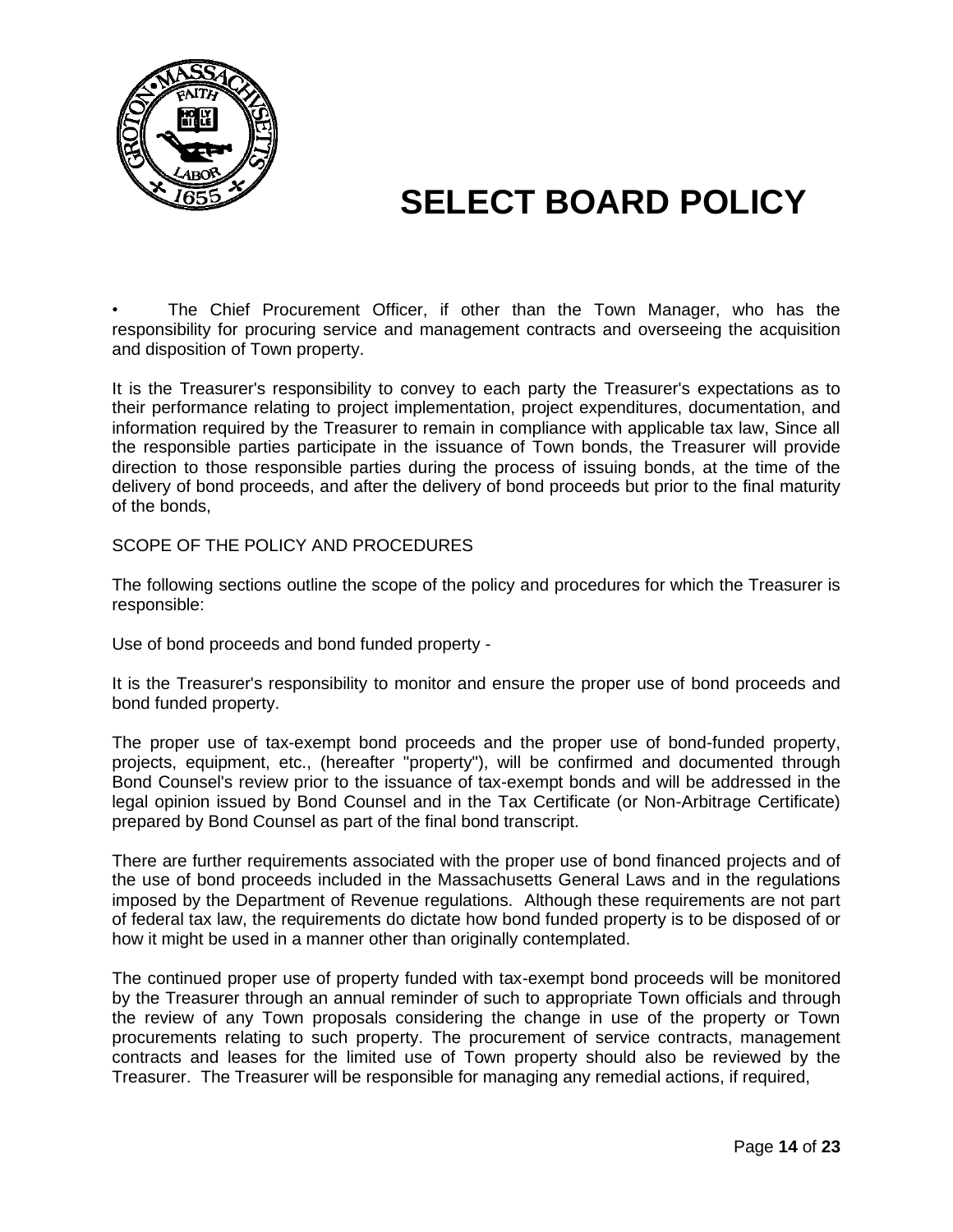# SELECT BOARD POLICY

- The Chief Procurement Officer, if other than the Town Manager, who has the responsibility for procuring service and management contracts and overseeing the acquisition and disposition of Town property.

It is the Treasurer's responsibility to convey to each party the Treasurer's expectations as to their performance relating to project implementation, project expenditures, documentation, and information required by the Treasurer to remain in compliance with applicable tax law, Since all the responsible parties participate in the issuance of Town bonds, the Treasurer will provide direction to those responsible parties during the process of issuing bonds, at the time of the delivery of bond proceeds, and after the delivery of bond proceeds but prior to the final maturity of the bonds,

SCOPE OF THE POLICY AND PROCEDURES

The following sections outline the scope of the policy and procedures for which the Treasurer is responsible:

Use of bond proceeds and bond funded property -

It is the Treasurer's responsibility to monitor and ensure the proper use of bond proceeds and bond funded property.

The proper use of tax-exempt bond proceeds and the proper use of bond-funded property, projects, equipment, etc., (hereafter "property"), will be confirmed and documented through Bond Counsel's review prior to the issuance of tax-exempt bonds and will be addressed in the legal opinion issued by Bond Counsel and in the Tax Certificate (or Non-Arbitrage Certificate) prepared by Bond Counsel as part of the final bond transcript.

There are further requirements associated with the proper use of bond financed projects and of the use of bond proceeds included in the Massachusetts General Laws and in the regulations imposed by the Department of Revenue regulations. Although these requirements are not part of federal tax law, the requirements do dictate how bond funded property is to be disposed of or how it might be used in a manner other than originally contemplated.

The continued proper use of property funded with tax-exempt bond proceeds will be monitored by the Treasurer through an annual reminder of such to appropriate Town officials and through the review of any Town proposals considering the change in use of the property or Town procurements relating to such property. The procurement of service contracts, management contracts and leases for the limited use of Town property should also be reviewed by the Treasurer. The Treasurer will be responsible for managing any remedial actions, if required,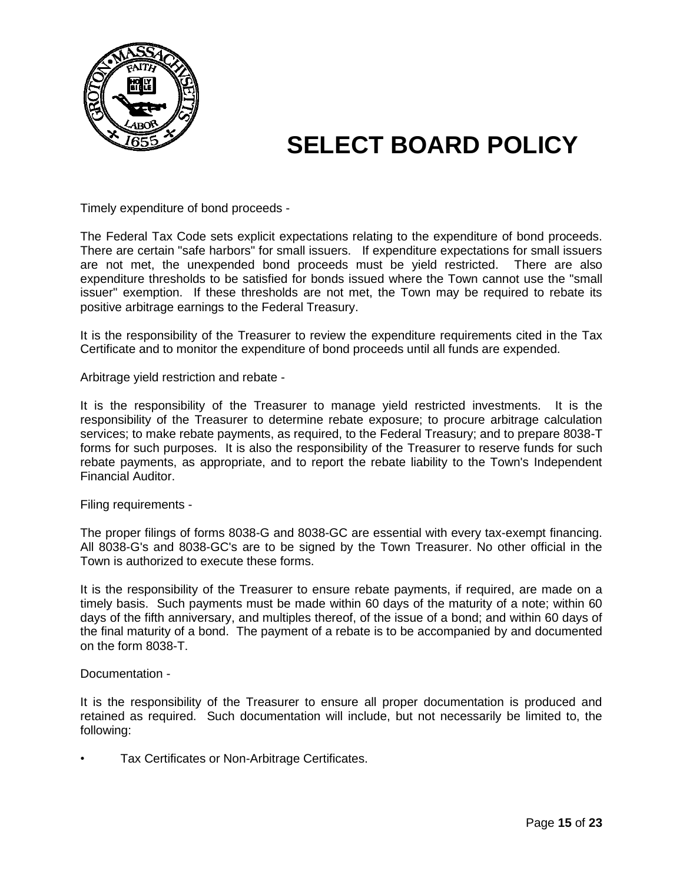# SELECT BOARD POLICY

Timely expenditure of bond proceeds -

The Federal Tax Code sets explicit expectations relating to the expenditure of bond proceeds. There are certain "safe harbors" for small issuers. If expenditure expectations for small issuers are not met, the unexpended bond proceeds must be yield restricted. There are also expenditure thresholds to be satisfied for bonds issued where the Town cannot use the "small issuer" exemption. If these thresholds are not met, the Town may be required to rebate its positive arbitrage earnings to the Federal Treasury.

It is the responsibility of the Treasurer to review the expenditure requirements cited in the Tax Certificate and to monitor the expenditure of bond proceeds until all funds are expended.

Arbitrage yield restriction and rebate -

It is the responsibility of the Treasurer to manage yield restricted investments. It is the responsibility of the Treasurer to determine rebate exposure; to procure arbitrage calculation services; to make rebate payments, as required, to the Federal Treasury; and to prepare 8038-T forms for such purposes. It is also the responsibility of the Treasurer to reserve funds for such rebate payments, as appropriate, and to report the rebate liability to the Town's Independent Financial Auditor.

Filing requirements -

The proper filings of forms 8038-G and 8038-GC are essential with every tax-exempt financing. All 8038-G's and 8038-GC's are to be signed by the Town Treasurer. No other official in the Town is authorized to execute these forms.

It is the responsibility of the Treasurer to ensure rebate payments, if required, are made on a timely basis. Such payments must be made within 60 days of the maturity of a note; within 60 days of the fifth anniversary, and multiples thereof, of the issue of a bond; and within 60 days of the final maturity of a bond. The payment of a rebate is to be accompanied by and documented on the form 8038-T.

Documentation -

It is the responsibility of the Treasurer to ensure all proper documentation is produced and retained as required. Such documentation will include, but not necessarily be limited to, the following:

- Tax Certificates or Non-Arbitrage Certificates.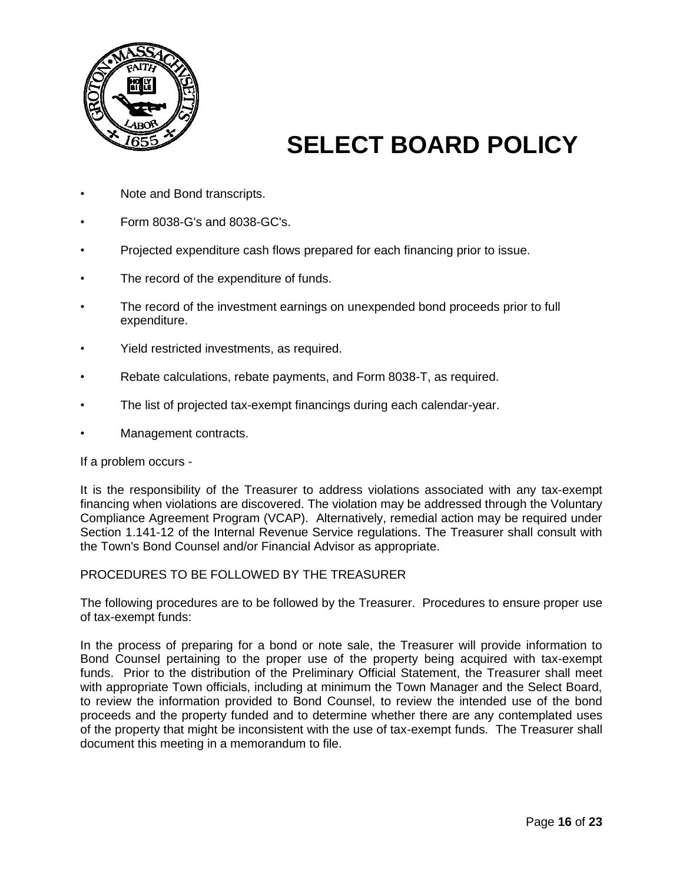- Note and Bond transcripts.
- Form 8038-G's and 8038-GC's.
- Projected expenditure cash flows prepared for each financing prior to issue.
- The record of the expenditure of funds.
- The record of the investment earnings on unexpended bond proceeds prior to full expenditure.
- Yield restricted investments, as required.
- Rebate calculations, rebate payments, and Form 8038-T, as required.
- The list of projected tax-exempt financings during each calendar-year.
- Management contracts.

If a problem occurs -

It is the responsibility of the Treasurer to address violations associated with any tax-exempt financing when violations are discovered. The violation may be addressed through the Voluntary Compliance Agreement Program (VCAP). Alternatively, remedial action may be required under Section 1.141-12 of the Internal Revenue Service regulations. The Treasurer shall consult with the Town's Bond Counsel and/or Financial Advisor as appropriate.

PROCEDURES TO BE FOLLOWED BY THE TREASURER

The following procedures are to be followed by the Treasurer. Procedures to ensure proper use of tax-exempt funds:

In the process of preparing for a bond or note sale, the Treasurer will provide information to Bond Counsel pertaining to the proper use of the property being acquired with tax-exempt funds. Prior to the distribution of the Preliminary Official Statement, the Treasurer shall meet with appropriate Town officials, including at minimum the Town Manager and the Select Board, to review the information provided to Bond Counsel, to review the intended use of the bond proceeds and the property funded and to determine whether there are any contemplated uses of the property that might be inconsistent with the use of tax-exempt funds. The Treasurer shall document this meeting in a memorandum to file.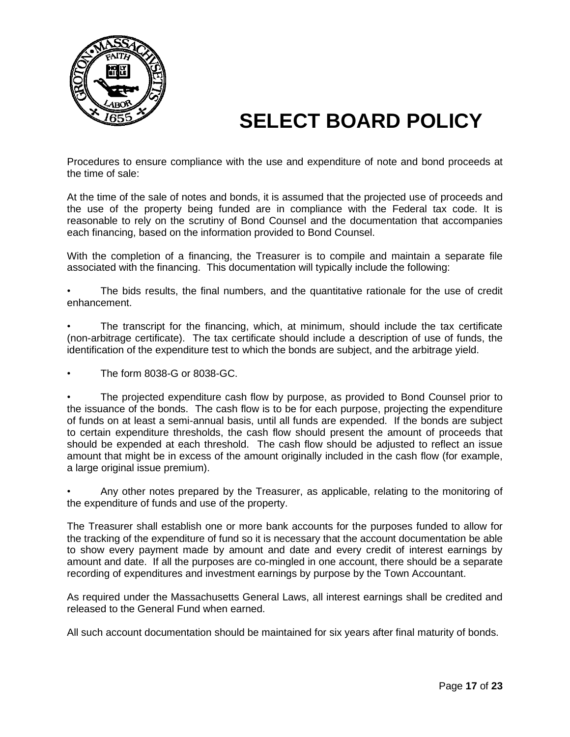# SELECT BOARD POLICY

Procedures to ensure compliance with the use and expenditure of note and bond proceeds at the time of sale:

At the time of the sale of notes and bonds, it is assumed that the projected use of proceeds and the use of the property being funded are in compliance with the Federal tax code. It is reasonable to rely on the scrutiny of Bond Counsel and the documentation that accompanies each financing, based on the information provided to Bond Counsel.

With the completion of a financing, the Treasurer is to compile and maintain a separate file associated with the financing. This documentation will typically include the following:

- The bids results, the final numbers, and the quantitative rationale for the use of credit enhancement.
- The transcript for the financing, which, at minimum, should include the tax certificate (non-arbitrage certificate). The tax certificate should include a description of use of funds, the identification of the expenditure test to which the bonds are subject, and the arbitrage yield.
- The form 8038-G or 8038-GC.
- The projected expenditure cash flow by purpose, as provided to Bond Counsel prior to the issuance of the bonds. The cash flow is to be for each purpose, projecting the expenditure of funds on at least a semi-annual basis, until all funds are expended. If the bonds are subject to certain expenditure thresholds, the cash flow should present the amount of proceeds that should be expended at each threshold. The cash flow should be adjusted to reflect an issue amount that might be in excess of the amount originally included in the cash flow (for example, a large original issue premium).
- Any other notes prepared by the Treasurer, as applicable, relating to the monitoring of the expenditure of funds and use of the property.

The Treasurer shall establish one or more bank accounts for the purposes funded to allow for the tracking of the expenditure of fund so it is necessary that the account documentation be able to show every payment made by amount and date and every credit of interest earnings by amount and date. If all the purposes are co-mingled in one account, there should be a separate recording of expenditures and investment earnings by purpose by the Town Accountant.

As required under the Massachusetts General Laws, all interest earnings shall be credited and released to the General Fund when earned.

All such account documentation should be maintained for six years after final maturity of bonds.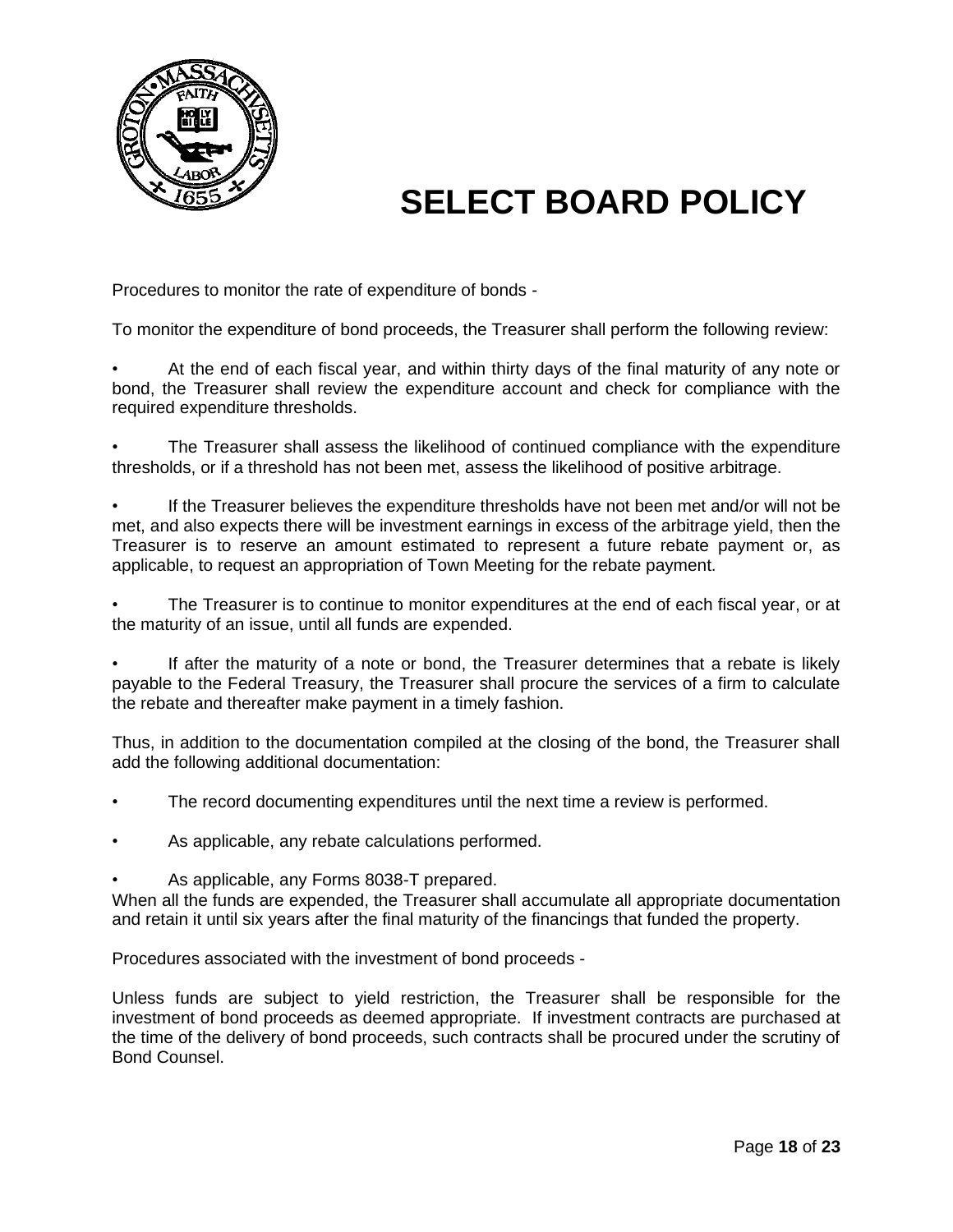# SELECT BOARD POLICY

Procedures to monitor the rate of expenditure of bonds -

To monitor the expenditure of bond proceeds, the Treasurer shall perform the following review:

- At the end of each fiscal year, and within thirty days of the final maturity of any note or bond, the Treasurer shall review the expenditure account and check for compliance with the required expenditure thresholds.

- The Treasurer shall assess the likelihood of continued compliance with the expenditure thresholds, or if a threshold has not been met, assess the likelihood of positive arbitrage.

- If the Treasurer believes the expenditure thresholds have not been met and/or will not be met, and also expects there will be investment earnings in excess of the arbitrage yield, then the Treasurer is to reserve an amount estimated to represent a future rebate payment or, as applicable, to request an appropriation of Town Meeting for the rebate payment.

- The Treasurer is to continue to monitor expenditures at the end of each fiscal year, or at the maturity of an issue, until all funds are expended.

- If after the maturity of a note or bond, the Treasurer determines that a rebate is likely payable to the Federal Treasury, the Treasurer shall procure the services of a firm to calculate the rebate and thereafter make payment in a timely fashion.

Thus, in addition to the documentation compiled at the closing of the bond, the Treasurer shall add the following additional documentation:

- The record documenting expenditures until the next time a review is performed.

- As applicable, any rebate calculations performed.

- As applicable, any Forms 8038-T prepared.

When all the funds are expended, the Treasurer shall accumulate all appropriate documentation and retain it until six years after the final maturity of the financings that funded the property.

Procedures associated with the investment of bond proceeds -

Unless funds are subject to yield restriction, the Treasurer shall be responsible for the investment of bond proceeds as deemed appropriate. If investment contracts are purchased at the time of the delivery of bond proceeds, such contracts shall be procured under the scrutiny of Bond Counsel.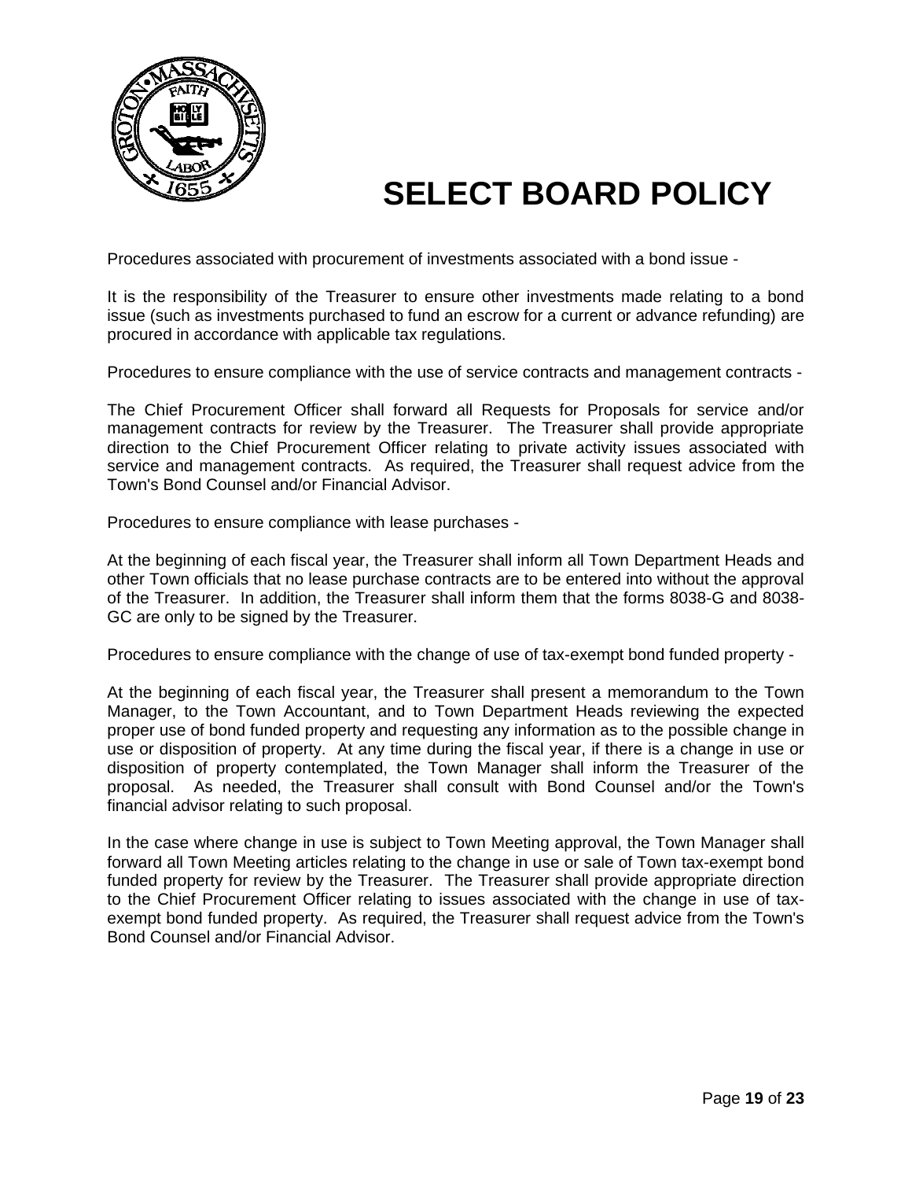# SELECT BOARD POLICY

Procedures associated with procurement of investments associated with a bond issue -

It is the responsibility of the Treasurer to ensure other investments made relating to a bond issue (such as investments purchased to fund an escrow for a current or advance refunding) are procured in accordance with applicable tax regulations.

Procedures to ensure compliance with the use of service contracts and management contracts -

The Chief Procurement Officer shall forward all Requests for Proposals for service and/or management contracts for review by the Treasurer. The Treasurer shall provide appropriate direction to the Chief Procurement Officer relating to private activity issues associated with service and management contracts. As required, the Treasurer shall request advice from the Town's Bond Counsel and/or Financial Advisor.

Procedures to ensure compliance with lease purchases -

At the beginning of each fiscal year, the Treasurer shall inform all Town Department Heads and other Town officials that no lease purchase contracts are to be entered into without the approval of the Treasurer. In addition, the Treasurer shall inform them that the forms 8038-G and 8038-GC are only to be signed by the Treasurer.

Procedures to ensure compliance with the change of use of tax-exempt bond funded property -

At the beginning of each fiscal year, the Treasurer shall present a memorandum to the Town Manager, to the Town Accountant, and to Town Department Heads reviewing the expected proper use of bond funded property and requesting any information as to the possible change in use or disposition of property. At any time during the fiscal year, if there is a change in use or disposition of property contemplated, the Town Manager shall inform the Treasurer of the proposal. As needed, the Treasurer shall consult with Bond Counsel and/or the Town's financial advisor relating to such proposal.

In the case where change in use is subject to Town Meeting approval, the Town Manager shall forward all Town Meeting articles relating to the change in use or sale of Town tax-exempt bond funded property for review by the Treasurer. The Treasurer shall provide appropriate direction to the Chief Procurement Officer relating to issues associated with the change in use of tax-exempt bond funded property. As required, the Treasurer shall request advice from the Town's Bond Counsel and/or Financial Advisor.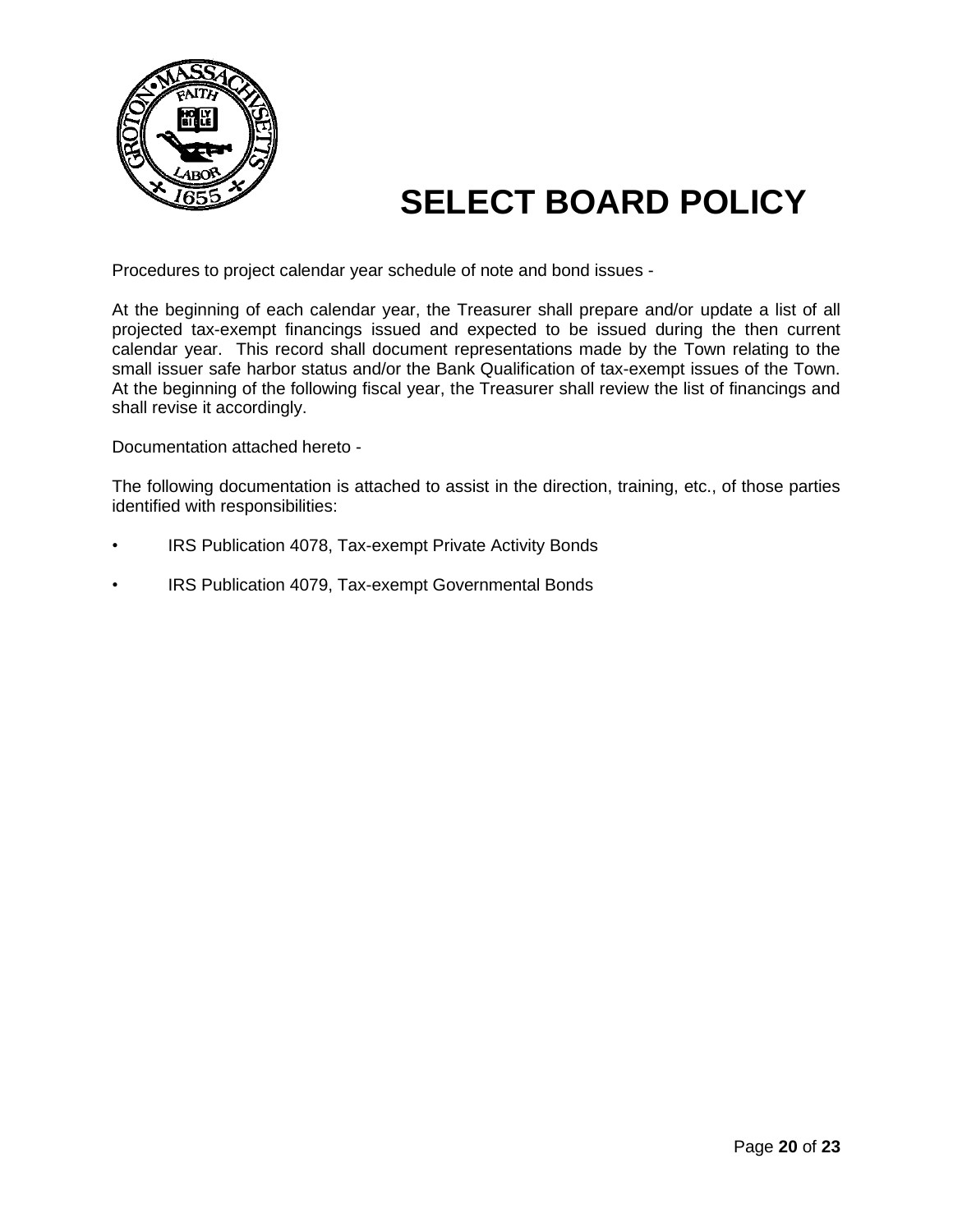# SELECT BOARD POLICY

Procedures to project calendar year schedule of note and bond issues -

At the beginning of each calendar year, the Treasurer shall prepare and/or update a list of all projected tax-exempt financings issued and expected to be issued during the then current calendar year. This record shall document representations made by the Town relating to the small issuer safe harbor status and/or the Bank Qualification of tax-exempt issues of the Town. At the beginning of the following fiscal year, the Treasurer shall review the list of financings and shall revise it accordingly.

Documentation attached hereto -

The following documentation is attached to assist in the direction, training, etc., of those parties identified with responsibilities:

- IRS Publication 4078, Tax-exempt Private Activity Bonds
- IRS Publication 4079, Tax-exempt Governmental Bonds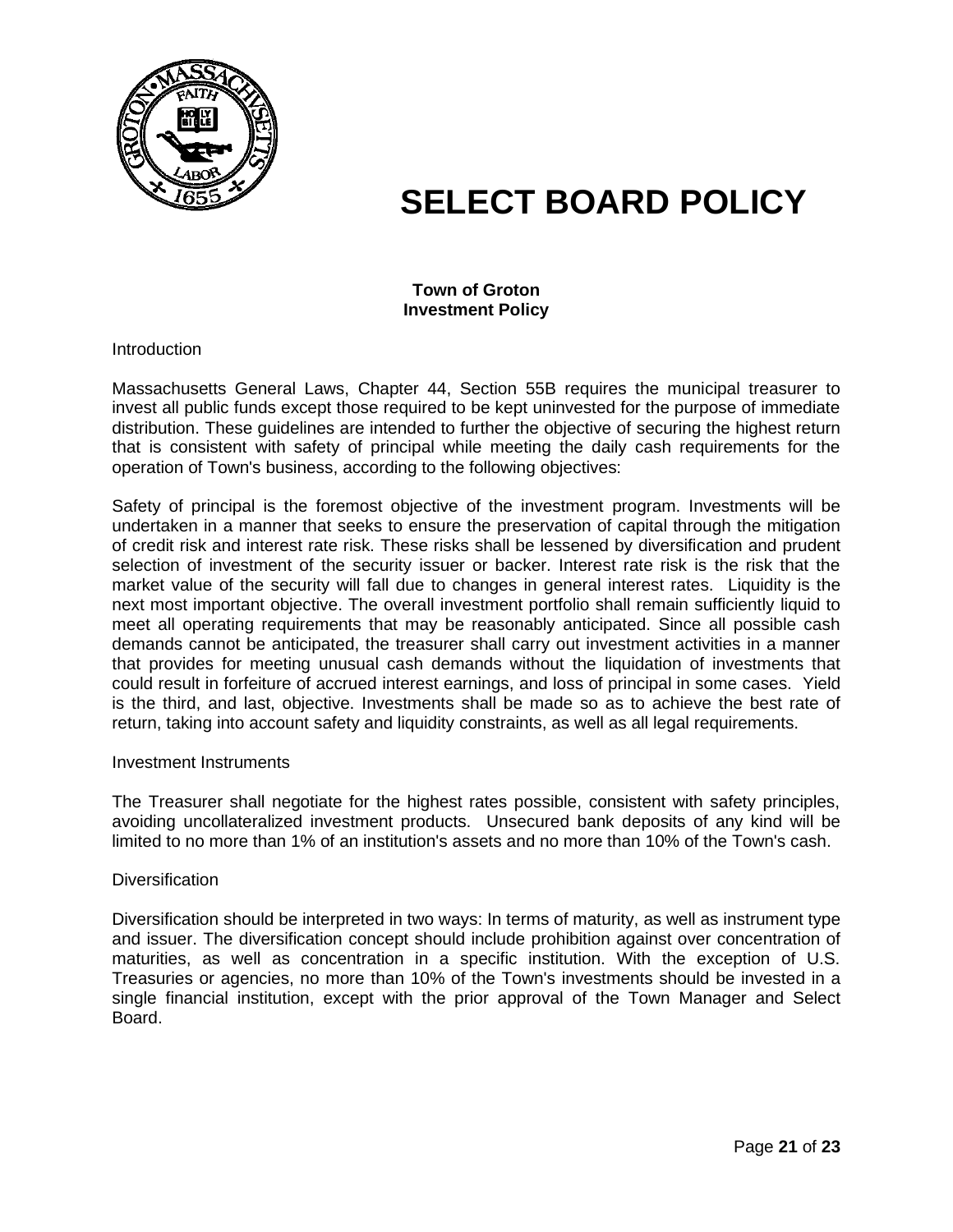# SELECT BOARD POLICY

**Town of Groton**
**Investment Policy**

Introduction

Massachusetts General Laws, Chapter 44, Section 55B requires the municipal treasurer to invest all public funds except those required to be kept uninvested for the purpose of immediate distribution. These guidelines are intended to further the objective of securing the highest return that is consistent with safety of principal while meeting the daily cash requirements for the operation of Town's business, according to the following objectives:

Safety of principal is the foremost objective of the investment program. Investments will be undertaken in a manner that seeks to ensure the preservation of capital through the mitigation of credit risk and interest rate risk. These risks shall be lessened by diversification and prudent selection of investment of the security issuer or backer. Interest rate risk is the risk that the market value of the security will fall due to changes in general interest rates. Liquidity is the next most important objective. The overall investment portfolio shall remain sufficiently liquid to meet all operating requirements that may be reasonably anticipated. Since all possible cash demands cannot be anticipated, the treasurer shall carry out investment activities in a manner that provides for meeting unusual cash demands without the liquidation of investments that could result in forfeiture of accrued interest earnings, and loss of principal in some cases. Yield is the third, and last, objective. Investments shall be made so as to achieve the best rate of return, taking into account safety and liquidity constraints, as well as all legal requirements.

Investment Instruments

The Treasurer shall negotiate for the highest rates possible, consistent with safety principles, avoiding uncollateralized investment products. Unsecured bank deposits of any kind will be limited to no more than 1% of an institution's assets and no more than 10% of the Town's cash.

Diversification

Diversification should be interpreted in two ways: In terms of maturity, as well as instrument type and issuer. The diversification concept should include prohibition against over concentration of maturities, as well as concentration in a specific institution. With the exception of U.S. Treasuries or agencies, no more than 10% of the Town's investments should be invested in a single financial institution, except with the prior approval of the Town Manager and Select Board.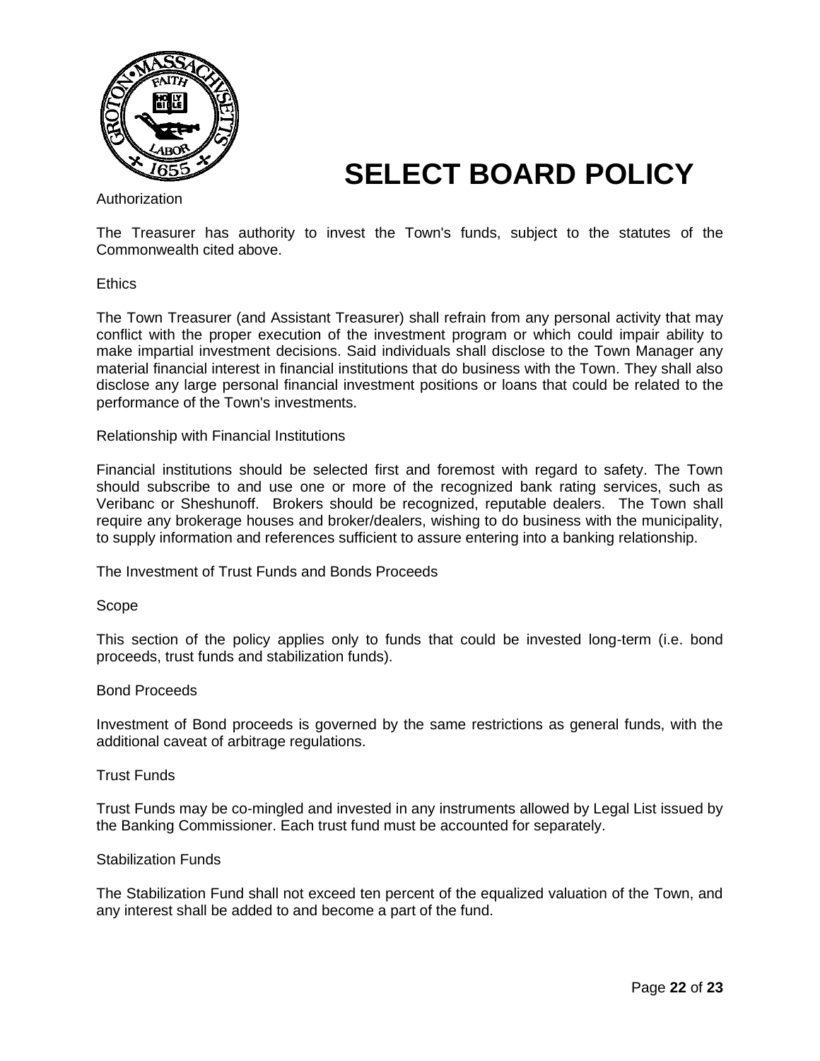# SELECT BOARD POLICY

Authorization

The Treasurer has authority to invest the Town's funds, subject to the statutes of the Commonwealth cited above.

Ethics

The Town Treasurer (and Assistant Treasurer) shall refrain from any personal activity that may conflict with the proper execution of the investment program or which could impair ability to make impartial investment decisions. Said individuals shall disclose to the Town Manager any material financial interest in financial institutions that do business with the Town. They shall also disclose any large personal financial investment positions or loans that could be related to the performance of the Town's investments.

Relationship with Financial Institutions

Financial institutions should be selected first and foremost with regard to safety. The Town should subscribe to and use one or more of the recognized bank rating services, such as Veribanc or Sheshunoff. Brokers should be recognized, reputable dealers. The Town shall require any brokerage houses and broker/dealers, wishing to do business with the municipality, to supply information and references sufficient to assure entering into a banking relationship.

The Investment of Trust Funds and Bonds Proceeds

Scope

This section of the policy applies only to funds that could be invested long-term (i.e. bond proceeds, trust funds and stabilization funds).

Bond Proceeds

Investment of Bond proceeds is governed by the same restrictions as general funds, with the additional caveat of arbitrage regulations.

Trust Funds

Trust Funds may be co-mingled and invested in any instruments allowed by Legal List issued by the Banking Commissioner. Each trust fund must be accounted for separately.

Stabilization Funds

The Stabilization Fund shall not exceed ten percent of the equalized valuation of the Town, and any interest shall be added to and become a part of the fund.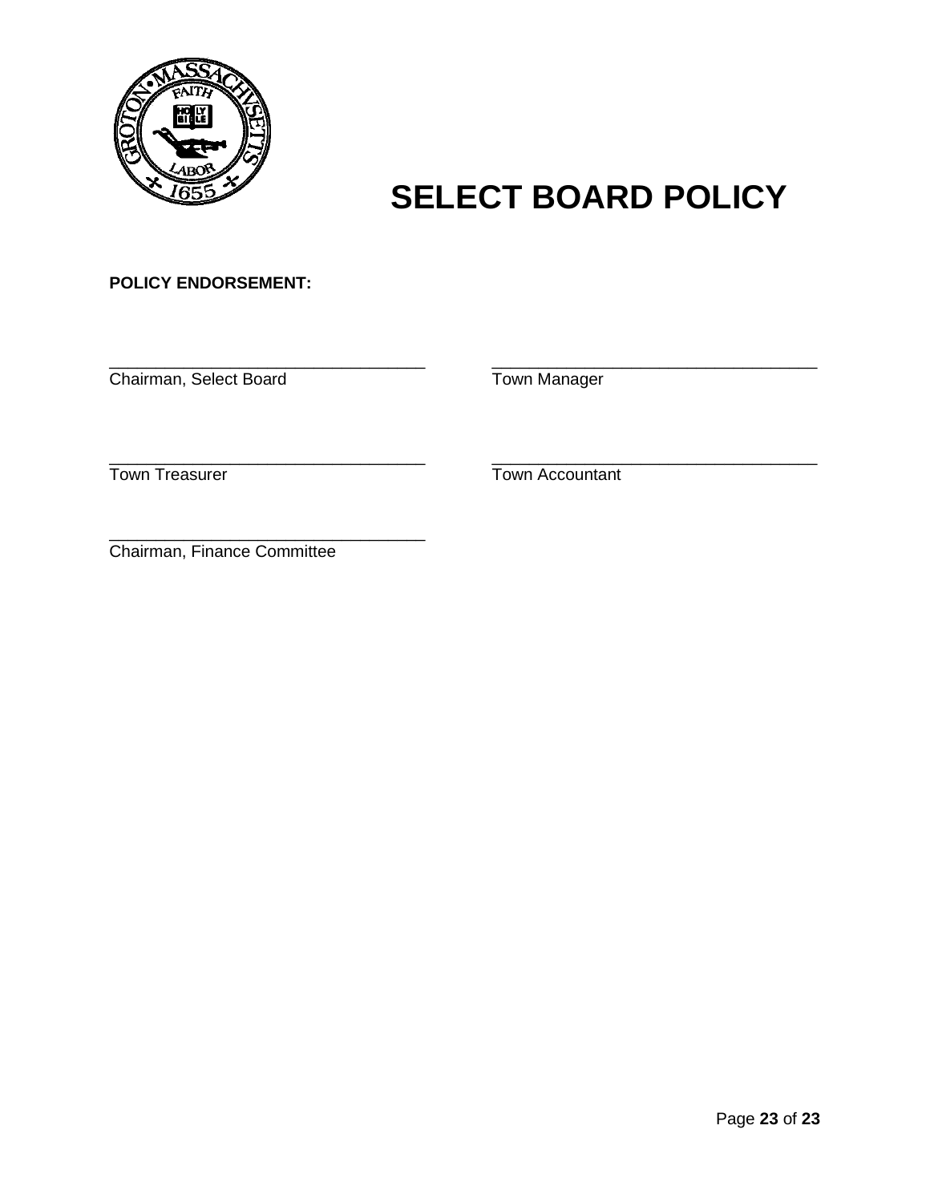# SELECT BOARD POLICY

**POLICY ENDORSEMENT:**

\_\_\_\_\_\_\_\_\_\_\_\_\_\_\_\_\_\_\_\_\_\_\_\_\_\_\_\_\_\_\_\_\_\_
Chairman, Select Board

\_\_\_\_\_\_\_\_\_\_\_\_\_\_\_\_\_\_\_\_\_\_\_\_\_\_\_\_\_\_\_\_\_\_
Town Manager

\_\_\_\_\_\_\_\_\_\_\_\_\_\_\_\_\_\_\_\_\_\_\_\_\_\_\_\_\_\_\_\_\_\_
Town Treasurer

\_\_\_\_\_\_\_\_\_\_\_\_\_\_\_\_\_\_\_\_\_\_\_\_\_\_\_\_\_\_\_\_\_\_
Town Accountant

\_\_\_\_\_\_\_\_\_\_\_\_\_\_\_\_\_\_\_\_\_\_\_\_\_\_\_\_\_\_\_\_\_\_
Chairman, Finance Committee